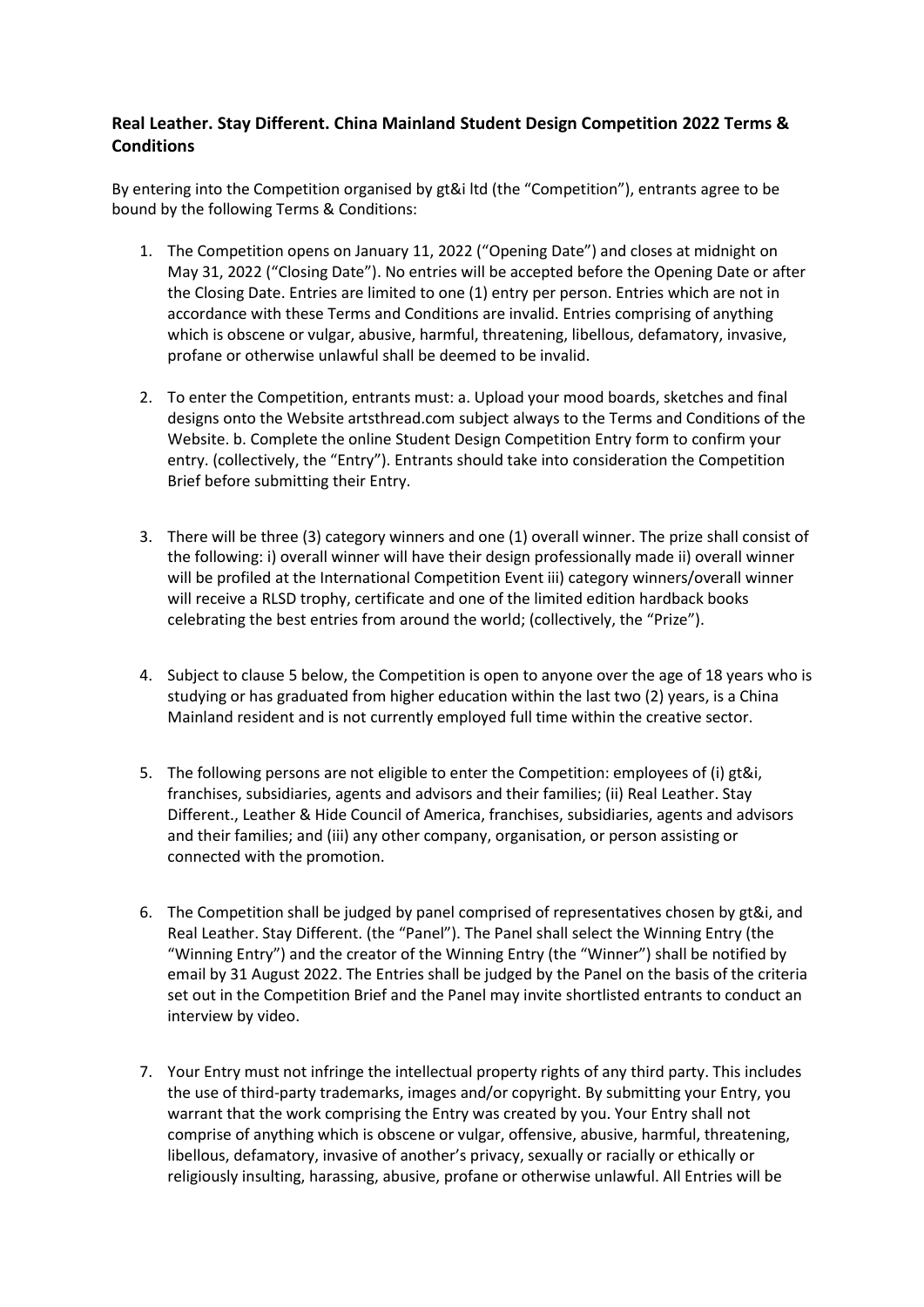**Real Leather. Stay Different. China Mainland Student Design Competition 2022 Terms & Conditions**

By entering into the Competition organised by gt&i ltd (the "Competition"), entrants agree to be bound by the following Terms & Conditions:

1. The Competition opens on January 11, 2022 ("Opening Date") and closes at midnight on May 31, 2022 ("Closing Date"). No entries will be accepted before the Opening Date or after the Closing Date. Entries are limited to one (1) entry per person. Entries which are not in accordance with these Terms and Conditions are invalid. Entries comprising of anything which is obscene or vulgar, abusive, harmful, threatening, libellous, defamatory, invasive, profane or otherwise unlawful shall be deemed to be invalid.

2. To enter the Competition, entrants must: a. Upload your mood boards, sketches and final designs onto the Website artsthread.com subject always to the Terms and Conditions of the Website. b. Complete the online Student Design Competition Entry form to confirm your entry. (collectively, the "Entry"). Entrants should take into consideration the Competition Brief before submitting their Entry.

3. There will be three (3) category winners and one (1) overall winner. The prize shall consist of the following: i) overall winner will have their design professionally made ii) overall winner will be profiled at the International Competition Event iii) category winners/overall winner will receive a RLSD trophy, certificate and one of the limited edition hardback books celebrating the best entries from around the world; (collectively, the "Prize").

4. Subject to clause 5 below, the Competition is open to anyone over the age of 18 years who is studying or has graduated from higher education within the last two (2) years, is a China Mainland resident and is not currently employed full time within the creative sector.

5. The following persons are not eligible to enter the Competition: employees of (i) gt&i, franchises, subsidiaries, agents and advisors and their families; (ii) Real Leather. Stay Different., Leather & Hide Council of America, franchises, subsidiaries, agents and advisors and their families; and (iii) any other company, organisation, or person assisting or connected with the promotion.

6. The Competition shall be judged by panel comprised of representatives chosen by gt&i, and Real Leather. Stay Different. (the "Panel"). The Panel shall select the Winning Entry (the "Winning Entry") and the creator of the Winning Entry (the "Winner") shall be notified by email by 31 August 2022. The Entries shall be judged by the Panel on the basis of the criteria set out in the Competition Brief and the Panel may invite shortlisted entrants to conduct an interview by video.

7. Your Entry must not infringe the intellectual property rights of any third party. This includes the use of third-party trademarks, images and/or copyright. By submitting your Entry, you warrant that the work comprising the Entry was created by you. Your Entry shall not comprise of anything which is obscene or vulgar, offensive, abusive, harmful, threatening, libellous, defamatory, invasive of another's privacy, sexually or racially or ethically or religiously insulting, harassing, abusive, profane or otherwise unlawful. All Entries will be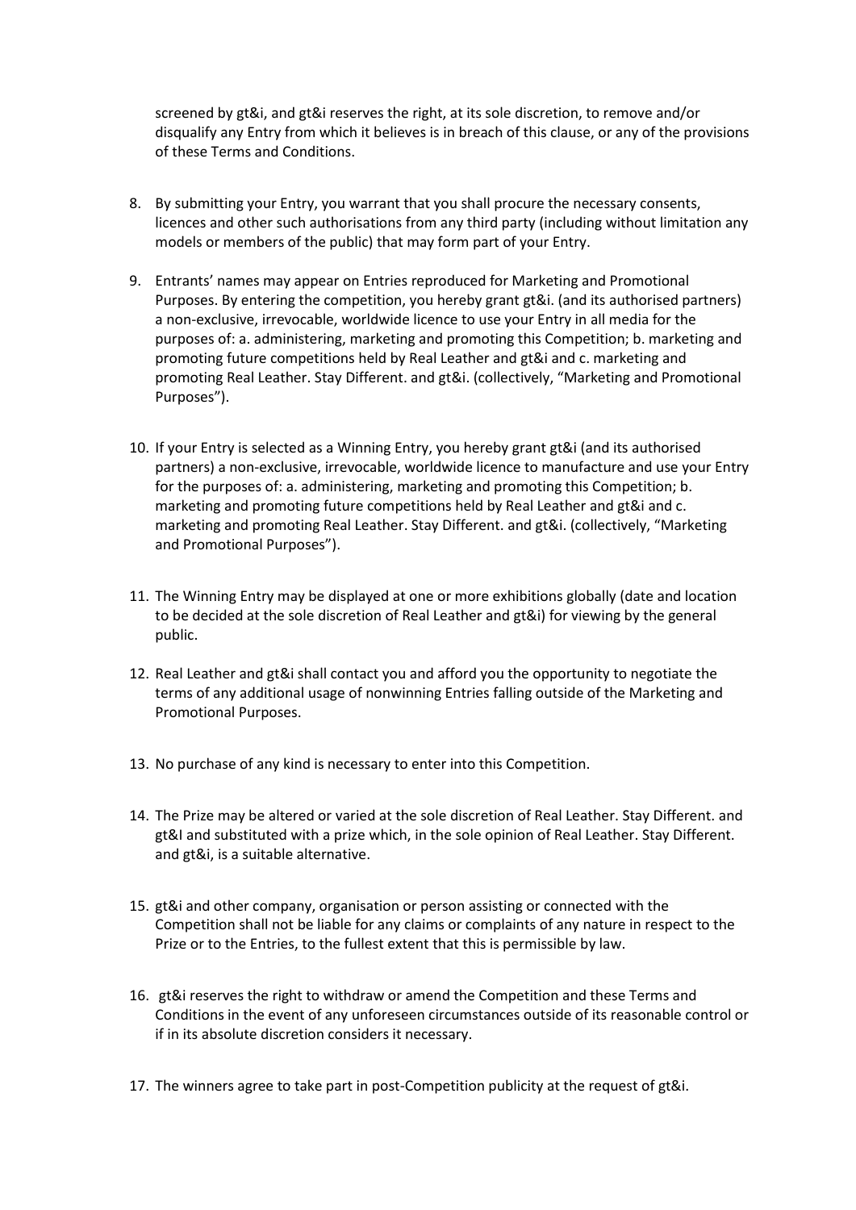screened by gt&i, and gt&i reserves the right, at its sole discretion, to remove and/or disqualify any Entry from which it believes is in breach of this clause, or any of the provisions of these Terms and Conditions.

8. By submitting your Entry, you warrant that you shall procure the necessary consents, licences and other such authorisations from any third party (including without limitation any models or members of the public) that may form part of your Entry.

9. Entrants' names may appear on Entries reproduced for Marketing and Promotional Purposes. By entering the competition, you hereby grant gt&i. (and its authorised partners) a non-exclusive, irrevocable, worldwide licence to use your Entry in all media for the purposes of: a. administering, marketing and promoting this Competition; b. marketing and promoting future competitions held by Real Leather and gt&i and c. marketing and promoting Real Leather. Stay Different. and gt&i. (collectively, "Marketing and Promotional Purposes").

10. If your Entry is selected as a Winning Entry, you hereby grant gt&i (and its authorised partners) a non-exclusive, irrevocable, worldwide licence to manufacture and use your Entry for the purposes of: a. administering, marketing and promoting this Competition; b. marketing and promoting future competitions held by Real Leather and gt&i and c. marketing and promoting Real Leather. Stay Different. and gt&i. (collectively, "Marketing and Promotional Purposes").

11. The Winning Entry may be displayed at one or more exhibitions globally (date and location to be decided at the sole discretion of Real Leather and gt&i) for viewing by the general public.

12. Real Leather and gt&i shall contact you and afford you the opportunity to negotiate the terms of any additional usage of nonwinning Entries falling outside of the Marketing and Promotional Purposes.

13. No purchase of any kind is necessary to enter into this Competition.

14. The Prize may be altered or varied at the sole discretion of Real Leather. Stay Different. and gt&I and substituted with a prize which, in the sole opinion of Real Leather. Stay Different. and gt&i, is a suitable alternative.

15. gt&i and other company, organisation or person assisting or connected with the Competition shall not be liable for any claims or complaints of any nature in respect to the Prize or to the Entries, to the fullest extent that this is permissible by law.

16. gt&i reserves the right to withdraw or amend the Competition and these Terms and Conditions in the event of any unforeseen circumstances outside of its reasonable control or if in its absolute discretion considers it necessary.

17. The winners agree to take part in post-Competition publicity at the request of gt&i.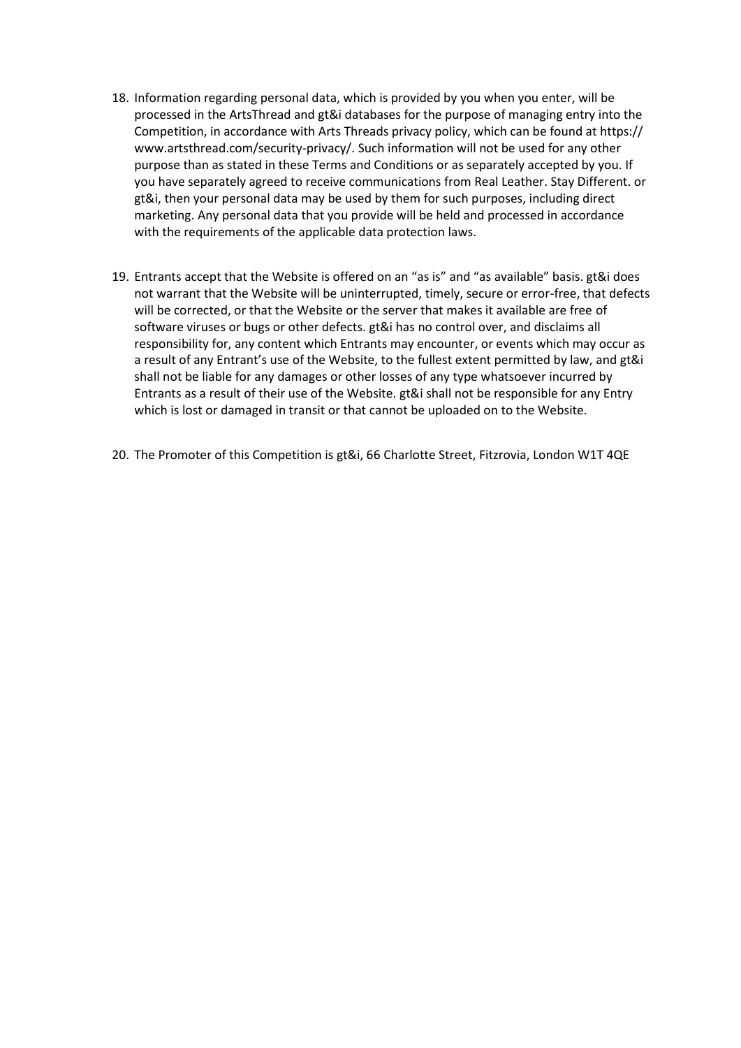18. Information regarding personal data, which is provided by you when you enter, will be processed in the ArtsThread and gt&i databases for the purpose of managing entry into the Competition, in accordance with Arts Threads privacy policy, which can be found at https://www.artsthread.com/security-privacy/. Such information will not be used for any other purpose than as stated in these Terms and Conditions or as separately accepted by you. If you have separately agreed to receive communications from Real Leather. Stay Different. or gt&i, then your personal data may be used by them for such purposes, including direct marketing. Any personal data that you provide will be held and processed in accordance with the requirements of the applicable data protection laws.

19. Entrants accept that the Website is offered on an "as is" and "as available" basis. gt&i does not warrant that the Website will be uninterrupted, timely, secure or error-free, that defects will be corrected, or that the Website or the server that makes it available are free of software viruses or bugs or other defects. gt&i has no control over, and disclaims all responsibility for, any content which Entrants may encounter, or events which may occur as a result of any Entrant's use of the Website, to the fullest extent permitted by law, and gt&i shall not be liable for any damages or other losses of any type whatsoever incurred by Entrants as a result of their use of the Website. gt&i shall not be responsible for any Entry which is lost or damaged in transit or that cannot be uploaded on to the Website.

20. The Promoter of this Competition is gt&i, 66 Charlotte Street, Fitzrovia, London W1T 4QE